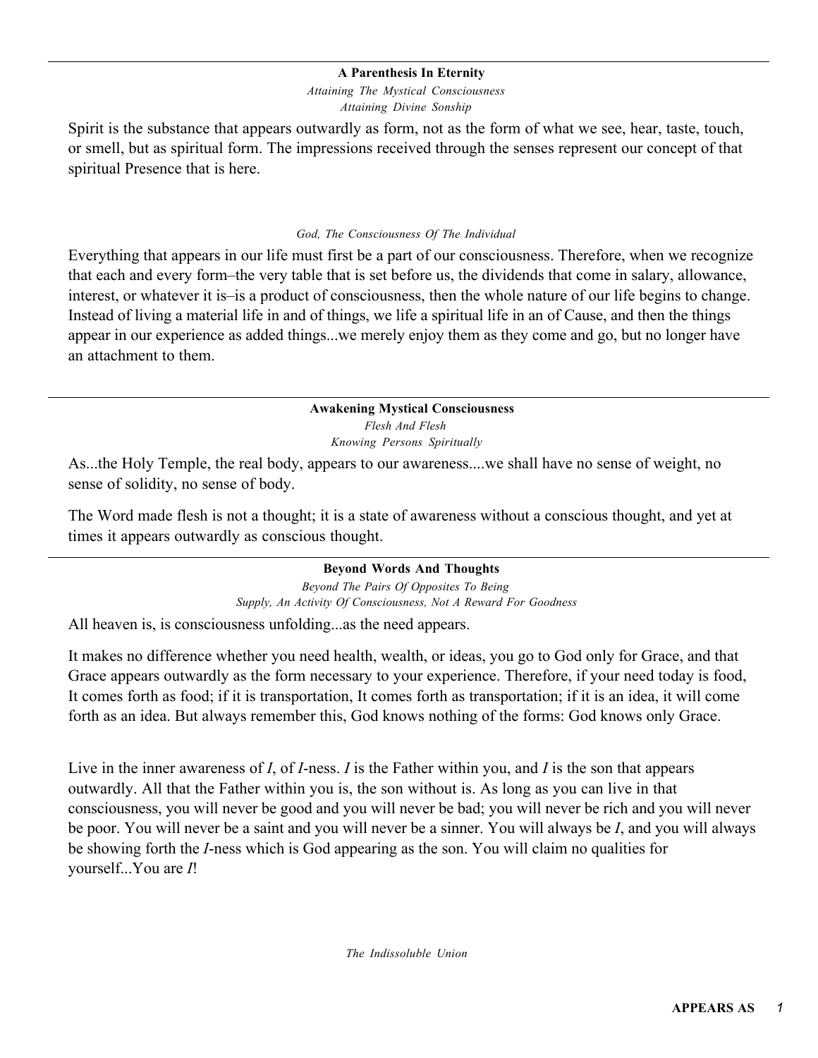**A Parenthesis In Eternity**

*Attaining The Mystical Consciousness*

*Attaining Divine Sonship*

Spirit is the substance that appears outwardly as form, not as the form of what we see, hear, taste, touch, or smell, but as spiritual form. The impressions received through the senses represent our concept of that spiritual Presence that is here.

*God, The Consciousness Of The Individual*

Everything that appears in our life must first be a part of our consciousness. Therefore, when we recognize that each and every form–the very table that is set before us, the dividends that come in salary, allowance, interest, or whatever it is–is a product of consciousness, then the whole nature of our life begins to change. Instead of living a material life in and of things, we life a spiritual life in an of Cause, and then the things appear in our experience as added things...we merely enjoy them as they come and go, but no longer have an attachment to them.

---

**Awakening Mystical Consciousness**

*Flesh And Flesh*

*Knowing Persons Spiritually*

As...the Holy Temple, the real body, appears to our awareness....we shall have no sense of weight, no sense of solidity, no sense of body.

The Word made flesh is not a thought; it is a state of awareness without a conscious thought, and yet at times it appears outwardly as conscious thought.

---

**Beyond Words And Thoughts**

*Beyond The Pairs Of Opposites To Being*

*Supply, An Activity Of Consciousness, Not A Reward For Goodness*

All heaven is, is consciousness unfolding...as the need appears.

It makes no difference whether you need health, wealth, or ideas, you go to God only for Grace, and that Grace appears outwardly as the form necessary to your experience. Therefore, if your need today is food, It comes forth as food; if it is transportation, It comes forth as transportation; if it is an idea, it will come forth as an idea. But always remember this, God knows nothing of the forms: God knows only Grace.

Live in the inner awareness of *I*, of *I*-ness. *I* is the Father within you, and *I* is the son that appears outwardly. All that the Father within you is, the son without is. As long as you can live in that consciousness, you will never be good and you will never be bad; you will never be rich and you will never be poor. You will never be a saint and you will never be a sinner. You will always be *I*, and you will always be showing forth the *I*-ness which is God appearing as the son. You will claim no qualities for yourself...You are *I*!

*The Indissoluble Union*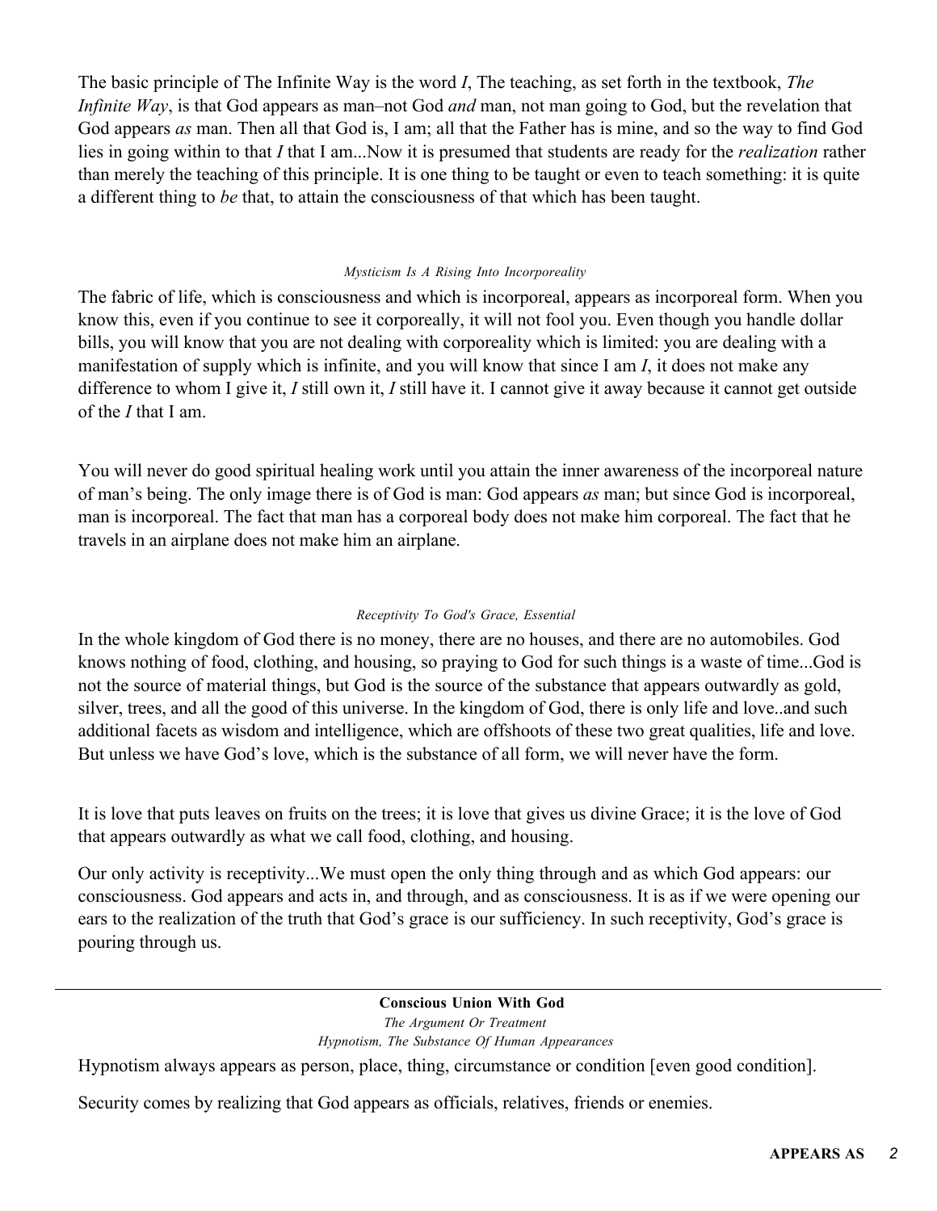The basic principle of The Infinite Way is the word *I*, The teaching, as set forth in the textbook, *The Infinite Way*, is that God appears as man–not God *and* man, not man going to God, but the revelation that God appears *as* man. Then all that God is, I am; all that the Father has is mine, and so the way to find God lies in going within to that *I* that I am...Now it is presumed that students are ready for the *realization* rather than merely the teaching of this principle. It is one thing to be taught or even to teach something: it is quite a different thing to *be* that, to attain the consciousness of that which has been taught.

*Mysticism Is A Rising Into Incorporeality*

The fabric of life, which is consciousness and which is incorporeal, appears as incorporeal form. When you know this, even if you continue to see it corporeally, it will not fool you. Even though you handle dollar bills, you will know that you are not dealing with corporeality which is limited: you are dealing with a manifestation of supply which is infinite, and you will know that since I am *I*, it does not make any difference to whom I give it, *I* still own it, *I* still have it. I cannot give it away because it cannot get outside of the *I* that I am.

You will never do good spiritual healing work until you attain the inner awareness of the incorporeal nature of man's being. The only image there is of God is man: God appears *as* man; but since God is incorporeal, man is incorporeal. The fact that man has a corporeal body does not make him corporeal. The fact that he travels in an airplane does not make him an airplane.

*Receptivity To God's Grace, Essential*

In the whole kingdom of God there is no money, there are no houses, and there are no automobiles. God knows nothing of food, clothing, and housing, so praying to God for such things is a waste of time...God is not the source of material things, but God is the source of the substance that appears outwardly as gold, silver, trees, and all the good of this universe. In the kingdom of God, there is only life and love..and such additional facets as wisdom and intelligence, which are offshoots of these two great qualities, life and love. But unless we have God's love, which is the substance of all form, we will never have the form.

It is love that puts leaves on fruits on the trees; it is love that gives us divine Grace; it is the love of God that appears outwardly as what we call food, clothing, and housing.

Our only activity is receptivity...We must open the only thing through and as which God appears: our consciousness. God appears and acts in, and through, and as consciousness. It is as if we were opening our ears to the realization of the truth that God's grace is our sufficiency. In such receptivity, God's grace is pouring through us.

---

**Conscious Union With God**

*The Argument Or Treatment*

*Hypnotism, The Substance Of Human Appearances*

Hypnotism always appears as person, place, thing, circumstance or condition [even good condition].

Security comes by realizing that God appears as officials, relatives, friends or enemies.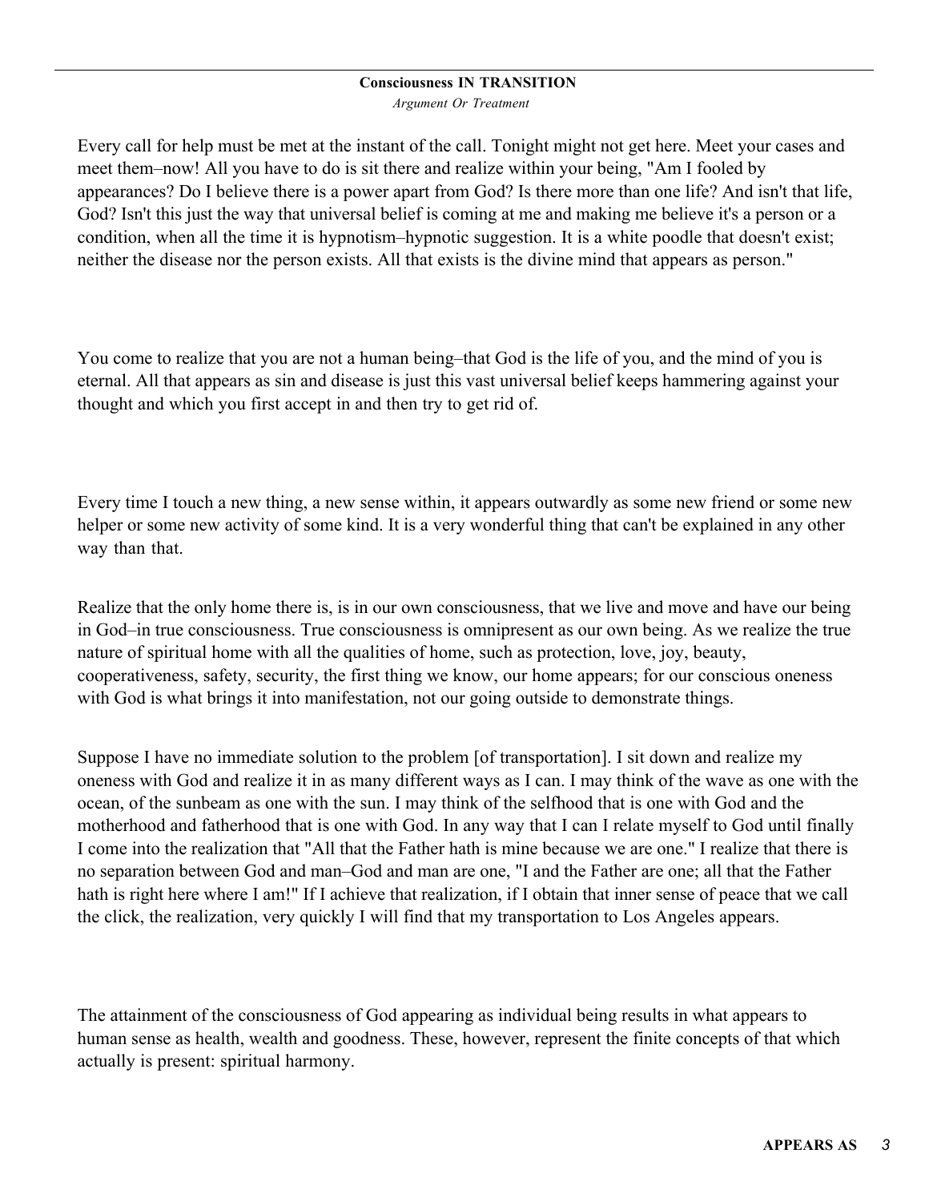Every call for help must be met at the instant of the call. Tonight might not get here. Meet your cases and meet them–now! All you have to do is sit there and realize within your being, "Am I fooled by appearances? Do I believe there is a power apart from God? Is there more than one life? And isn't that life, God? Isn't this just the way that universal belief is coming at me and making me believe it's a person or a condition, when all the time it is hypnotism–hypnotic suggestion. It is a white poodle that doesn't exist; neither the disease nor the person exists. All that exists is the divine mind that appears as person."

You come to realize that you are not a human being–that God is the life of you, and the mind of you is eternal. All that appears as sin and disease is just this vast universal belief keeps hammering against your thought and which you first accept in and then try to get rid of.

Every time I touch a new thing, a new sense within, it appears outwardly as some new friend or some new helper or some new activity of some kind. It is a very wonderful thing that can't be explained in any other way than that.

Realize that the only home there is, is in our own consciousness, that we live and move and have our being in God–in true consciousness. True consciousness is omnipresent as our own being. As we realize the true nature of spiritual home with all the qualities of home, such as protection, love, joy, beauty, cooperativeness, safety, security, the first thing we know, our home appears; for our conscious oneness with God is what brings it into manifestation, not our going outside to demonstrate things.

Suppose I have no immediate solution to the problem [of transportation]. I sit down and realize my oneness with God and realize it in as many different ways as I can. I may think of the wave as one with the ocean, of the sunbeam as one with the sun. I may think of the selfhood that is one with God and the motherhood and fatherhood that is one with God. In any way that I can I relate myself to God until finally I come into the realization that "All that the Father hath is mine because we are one." I realize that there is no separation between God and man–God and man are one, "I and the Father are one; all that the Father hath is right here where I am!" If I achieve that realization, if I obtain that inner sense of peace that we call the click, the realization, very quickly I will find that my transportation to Los Angeles appears.

The attainment of the consciousness of God appearing as individual being results in what appears to human sense as health, wealth and goodness. These, however, represent the finite concepts of that which actually is present: spiritual harmony.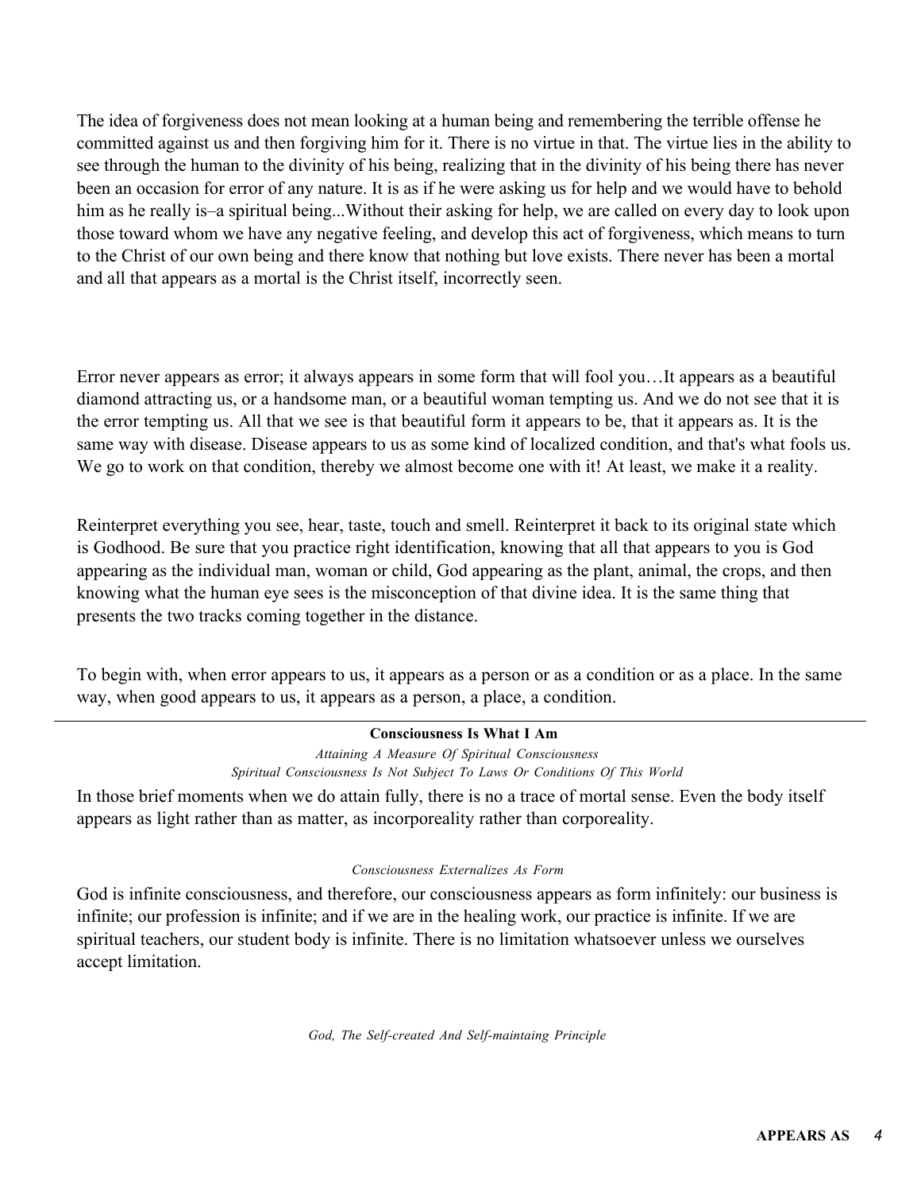The idea of forgiveness does not mean looking at a human being and remembering the terrible offense he committed against us and then forgiving him for it. There is no virtue in that. The virtue lies in the ability to see through the human to the divinity of his being, realizing that in the divinity of his being there has never been an occasion for error of any nature. It is as if he were asking us for help and we would have to behold him as he really is–a spiritual being...Without their asking for help, we are called on every day to look upon those toward whom we have any negative feeling, and develop this act of forgiveness, which means to turn to the Christ of our own being and there know that nothing but love exists. There never has been a mortal and all that appears as a mortal is the Christ itself, incorrectly seen.

Error never appears as error; it always appears in some form that will fool you…It appears as a beautiful diamond attracting us, or a handsome man, or a beautiful woman tempting us. And we do not see that it is the error tempting us. All that we see is that beautiful form it appears to be, that it appears as. It is the same way with disease. Disease appears to us as some kind of localized condition, and that's what fools us. We go to work on that condition, thereby we almost become one with it! At least, we make it a reality.

Reinterpret everything you see, hear, taste, touch and smell. Reinterpret it back to its original state which is Godhood. Be sure that you practice right identification, knowing that all that appears to you is God appearing as the individual man, woman or child, God appearing as the plant, animal, the crops, and then knowing what the human eye sees is the misconception of that divine idea. It is the same thing that presents the two tracks coming together in the distance.

To begin with, when error appears to us, it appears as a person or as a condition or as a place. In the same way, when good appears to us, it appears as a person, a place, a condition.

---

**Consciousness Is What I Am**

*Attaining A Measure Of Spiritual Consciousness*

*Spiritual Consciousness Is Not Subject To Laws Or Conditions Of This World*

In those brief moments when we do attain fully, there is no a trace of mortal sense. Even the body itself appears as light rather than as matter, as incorporeality rather than corporeality.

*Consciousness Externalizes As Form*

God is infinite consciousness, and therefore, our consciousness appears as form infinitely: our business is infinite; our profession is infinite; and if we are in the healing work, our practice is infinite. If we are spiritual teachers, our student body is infinite. There is no limitation whatsoever unless we ourselves accept limitation.

*God, The Self-created And Self-maintaing Principle*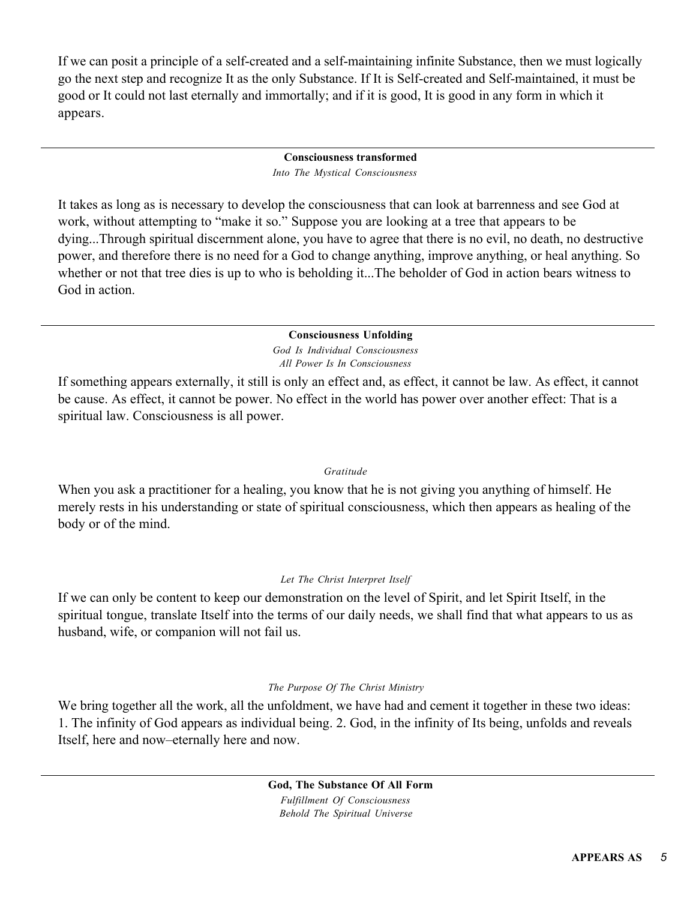If we can posit a principle of a self-created and a self-maintaining infinite Substance, then we must logically go the next step and recognize It as the only Substance. If It is Self-created and Self-maintained, it must be good or It could not last eternally and immortally; and if it is good, It is good in any form in which it appears.

---

**Consciousness transformed**

*Into The Mystical Consciousness*

It takes as long as is necessary to develop the consciousness that can look at barrenness and see God at work, without attempting to "make it so." Suppose you are looking at a tree that appears to be dying...Through spiritual discernment alone, you have to agree that there is no evil, no death, no destructive power, and therefore there is no need for a God to change anything, improve anything, or heal anything. So whether or not that tree dies is up to who is beholding it...The beholder of God in action bears witness to God in action.

---

**Consciousness Unfolding**

*God Is Individual Consciousness*

*All Power Is In Consciousness*

If something appears externally, it still is only an effect and, as effect, it cannot be law. As effect, it cannot be cause. As effect, it cannot be power. No effect in the world has power over another effect: That is a spiritual law. Consciousness is all power.

*Gratitude*

When you ask a practitioner for a healing, you know that he is not giving you anything of himself. He merely rests in his understanding or state of spiritual consciousness, which then appears as healing of the body or of the mind.

*Let The Christ Interpret Itself*

If we can only be content to keep our demonstration on the level of Spirit, and let Spirit Itself, in the spiritual tongue, translate Itself into the terms of our daily needs, we shall find that what appears to us as husband, wife, or companion will not fail us.

*The Purpose Of The Christ Ministry*

We bring together all the work, all the unfoldment, we have had and cement it together in these two ideas: 1. The infinity of God appears as individual being. 2. God, in the infinity of Its being, unfolds and reveals Itself, here and now–eternally here and now.

---

**God, The Substance Of All Form**

*Fulfillment Of Consciousness*

*Behold The Spiritual Universe*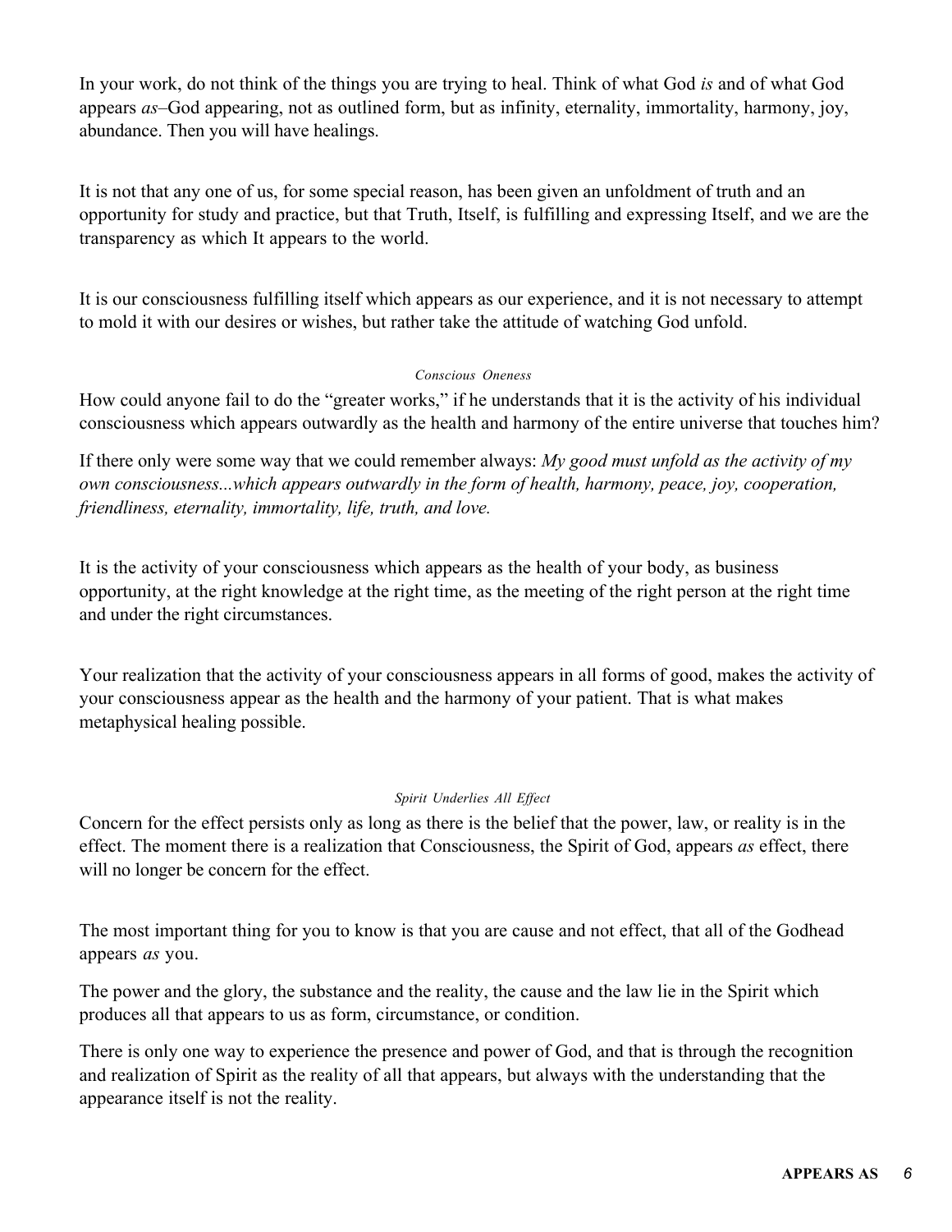In your work, do not think of the things you are trying to heal. Think of what God *is* and of what God appears *as*–God appearing, not as outlined form, but as infinity, eternality, immortality, harmony, joy, abundance. Then you will have healings.

It is not that any one of us, for some special reason, has been given an unfoldment of truth and an opportunity for study and practice, but that Truth, Itself, is fulfilling and expressing Itself, and we are the transparency as which It appears to the world.

It is our consciousness fulfilling itself which appears as our experience, and it is not necessary to attempt to mold it with our desires or wishes, but rather take the attitude of watching God unfold.

### *Conscious Oneness*

How could anyone fail to do the "greater works," if he understands that it is the activity of his individual consciousness which appears outwardly as the health and harmony of the entire universe that touches him?

If there only were some way that we could remember always: *My good must unfold as the activity of my own consciousness...which appears outwardly in the form of health, harmony, peace, joy, cooperation, friendliness, eternality, immortality, life, truth, and love.*

It is the activity of your consciousness which appears as the health of your body, as business opportunity, at the right knowledge at the right time, as the meeting of the right person at the right time and under the right circumstances.

Your realization that the activity of your consciousness appears in all forms of good, makes the activity of your consciousness appear as the health and the harmony of your patient. That is what makes metaphysical healing possible.

### *Spirit Underlies All Effect*

Concern for the effect persists only as long as there is the belief that the power, law, or reality is in the effect. The moment there is a realization that Consciousness, the Spirit of God, appears *as* effect, there will no longer be concern for the effect.

The most important thing for you to know is that you are cause and not effect, that all of the Godhead appears *as* you.

The power and the glory, the substance and the reality, the cause and the law lie in the Spirit which produces all that appears to us as form, circumstance, or condition.

There is only one way to experience the presence and power of God, and that is through the recognition and realization of Spirit as the reality of all that appears, but always with the understanding that the appearance itself is not the reality.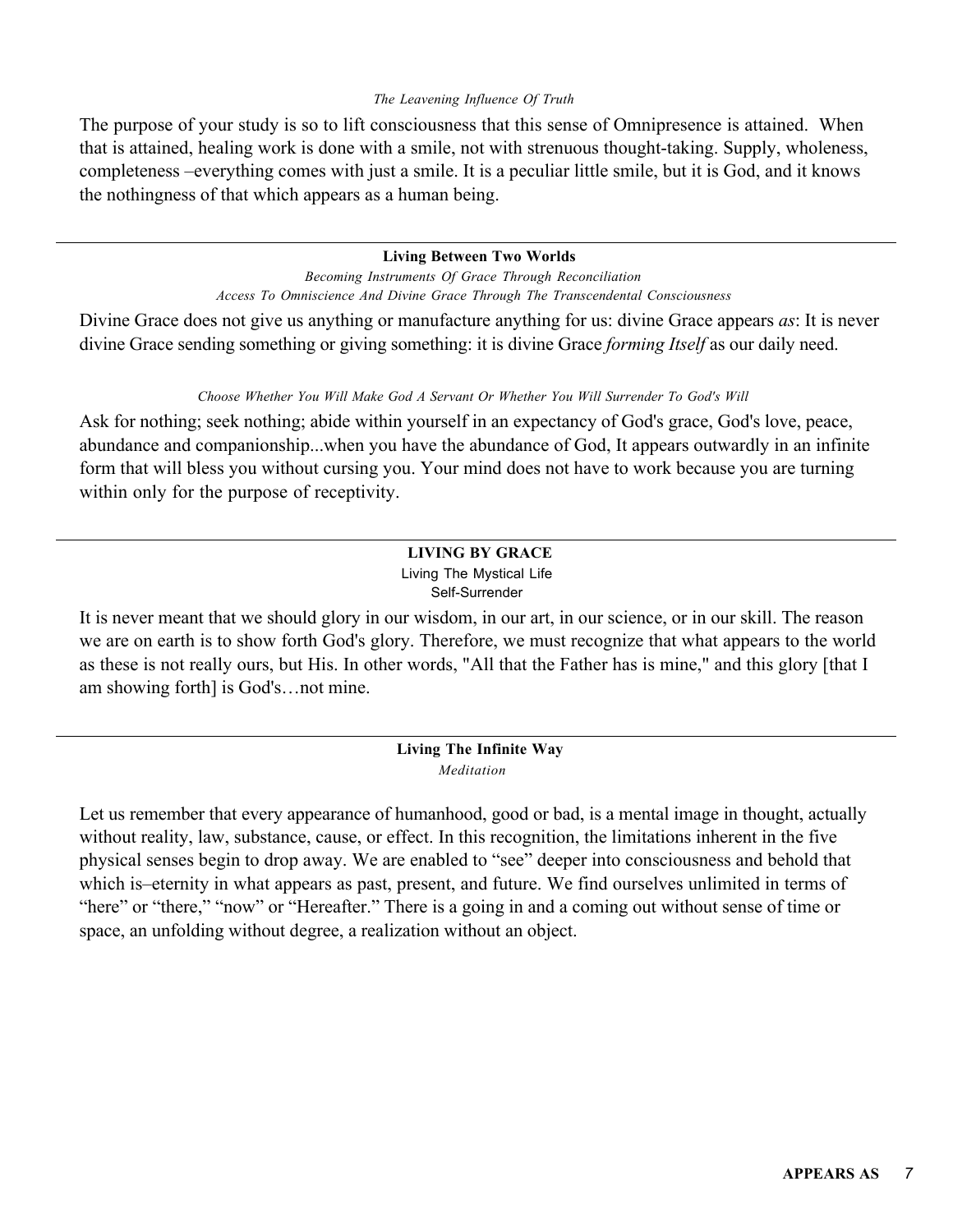*The Leavening Influence Of Truth*

The purpose of your study is so to lift consciousness that this sense of Omnipresence is attained. When that is attained, healing work is done with a smile, not with strenuous thought-taking. Supply, wholeness, completeness –everything comes with just a smile. It is a peculiar little smile, but it is God, and it knows the nothingness of that which appears as a human being.

---

**Living Between Two Worlds**

*Becoming Instruments Of Grace Through Reconciliation*

*Access To Omniscience And Divine Grace Through The Transcendental Consciousness*

Divine Grace does not give us anything or manufacture anything for us: divine Grace appears *as*: It is never divine Grace sending something or giving something: it is divine Grace *forming Itself* as our daily need.

*Choose Whether You Will Make God A Servant Or Whether You Will Surrender To God's Will*

Ask for nothing; seek nothing; abide within yourself in an expectancy of God's grace, God's love, peace, abundance and companionship...when you have the abundance of God, It appears outwardly in an infinite form that will bless you without cursing you. Your mind does not have to work because you are turning within only for the purpose of receptivity.

---

**LIVING BY GRACE**

Living The Mystical Life

Self-Surrender

It is never meant that we should glory in our wisdom, in our art, in our science, or in our skill. The reason we are on earth is to show forth God's glory. Therefore, we must recognize that what appears to the world as these is not really ours, but His. In other words, "All that the Father has is mine," and this glory [that I am showing forth] is God's…not mine.

---

**Living The Infinite Way**

*Meditation*

Let us remember that every appearance of humanhood, good or bad, is a mental image in thought, actually without reality, law, substance, cause, or effect. In this recognition, the limitations inherent in the five physical senses begin to drop away. We are enabled to "see" deeper into consciousness and behold that which is–eternity in what appears as past, present, and future. We find ourselves unlimited in terms of "here" or "there," "now" or "Hereafter." There is a going in and a coming out without sense of time or space, an unfolding without degree, a realization without an object.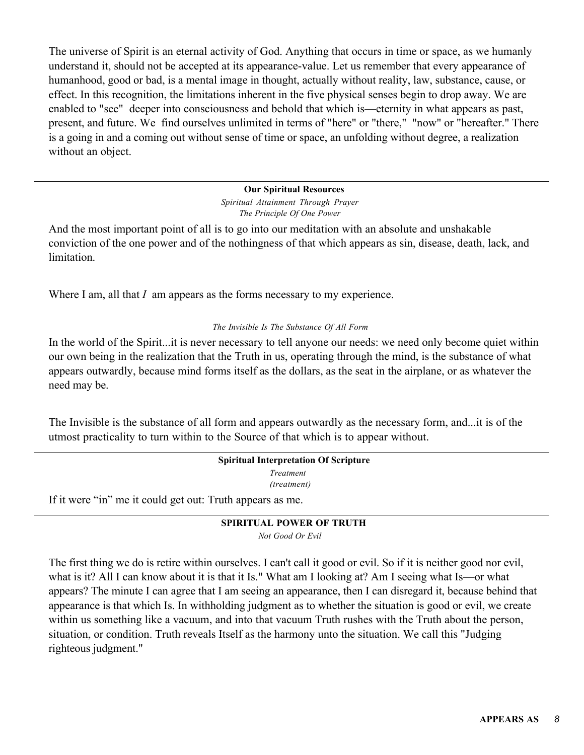The universe of Spirit is an eternal activity of God. Anything that occurs in time or space, as we humanly understand it, should not be accepted at its appearance-value. Let us remember that every appearance of humanhood, good or bad, is a mental image in thought, actually without reality, law, substance, cause, or effect. In this recognition, the limitations inherent in the five physical senses begin to drop away. We are enabled to "see" deeper into consciousness and behold that which is—eternity in what appears as past, present, and future. We find ourselves unlimited in terms of "here" or "there," "now" or "hereafter." There is a going in and a coming out without sense of time or space, an unfolding without degree, a realization without an object.

---

**Our Spiritual Resources**

*Spiritual Attainment Through Prayer*
*The Principle Of One Power*

And the most important point of all is to go into our meditation with an absolute and unshakable conviction of the one power and of the nothingness of that which appears as sin, disease, death, lack, and limitation.

Where I am, all that *I* am appears as the forms necessary to my experience.

*The Invisible Is The Substance Of All Form*

In the world of the Spirit...it is never necessary to tell anyone our needs: we need only become quiet within our own being in the realization that the Truth in us, operating through the mind, is the substance of what appears outwardly, because mind forms itself as the dollars, as the seat in the airplane, or as whatever the need may be.

The Invisible is the substance of all form and appears outwardly as the necessary form, and...it is of the utmost practicality to turn within to the Source of that which is to appear without.

---

**Spiritual Interpretation Of Scripture**

*Treatment*
*(treatment)*

If it were "in" me it could get out: Truth appears as me.

---

**SPIRITUAL POWER OF TRUTH**

*Not Good Or Evil*

The first thing we do is retire within ourselves. I can't call it good or evil. So if it is neither good nor evil, what is it? All I can know about it is that it Is." What am I looking at? Am I seeing what Is—or what appears? The minute I can agree that I am seeing an appearance, then I can disregard it, because behind that appearance is that which Is. In withholding judgment as to whether the situation is good or evil, we create within us something like a vacuum, and into that vacuum Truth rushes with the Truth about the person, situation, or condition. Truth reveals Itself as the harmony unto the situation. We call this "Judging righteous judgment."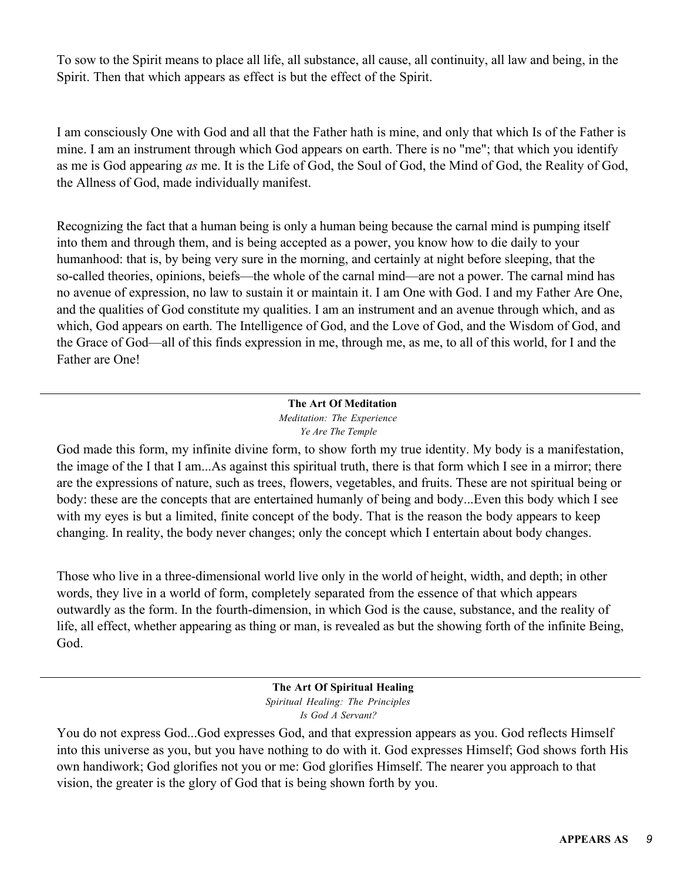To sow to the Spirit means to place all life, all substance, all cause, all continuity, all law and being, in the Spirit. Then that which appears as effect is but the effect of the Spirit.

I am consciously One with God and all that the Father hath is mine, and only that which Is of the Father is mine. I am an instrument through which God appears on earth. There is no "me"; that which you identify as me is God appearing *as* me. It is the Life of God, the Soul of God, the Mind of God, the Reality of God, the Allness of God, made individually manifest.

Recognizing the fact that a human being is only a human being because the carnal mind is pumping itself into them and through them, and is being accepted as a power, you know how to die daily to your humanhood: that is, by being very sure in the morning, and certainly at night before sleeping, that the so-called theories, opinions, beiefs—the whole of the carnal mind—are not a power. The carnal mind has no avenue of expression, no law to sustain it or maintain it. I am One with God. I and my Father Are One, and the qualities of God constitute my qualities. I am an instrument and an avenue through which, and as which, God appears on earth. The Intelligence of God, and the Love of God, and the Wisdom of God, and the Grace of God—all of this finds expression in me, through me, as me, to all of this world, for I and the Father are One!

---

**The Art Of Meditation**
*Meditation: The Experience*
*Ye Are The Temple*

God made this form, my infinite divine form, to show forth my true identity. My body is a manifestation, the image of the I that I am...As against this spiritual truth, there is that form which I see in a mirror; there are the expressions of nature, such as trees, flowers, vegetables, and fruits. These are not spiritual being or body: these are the concepts that are entertained humanly of being and body...Even this body which I see with my eyes is but a limited, finite concept of the body. That is the reason the body appears to keep changing. In reality, the body never changes; only the concept which I entertain about body changes.

Those who live in a three-dimensional world live only in the world of height, width, and depth; in other words, they live in a world of form, completely separated from the essence of that which appears outwardly as the form. In the fourth-dimension, in which God is the cause, substance, and the reality of life, all effect, whether appearing as thing or man, is revealed as but the showing forth of the infinite Being, God.

---

**The Art Of Spiritual Healing**
*Spiritual Healing: The Principles*
*Is God A Servant?*

You do not express God...God expresses God, and that expression appears as you. God reflects Himself into this universe as you, but you have nothing to do with it. God expresses Himself; God shows forth His own handiwork; God glorifies not you or me: God glorifies Himself. The nearer you approach to that vision, the greater is the glory of God that is being shown forth by you.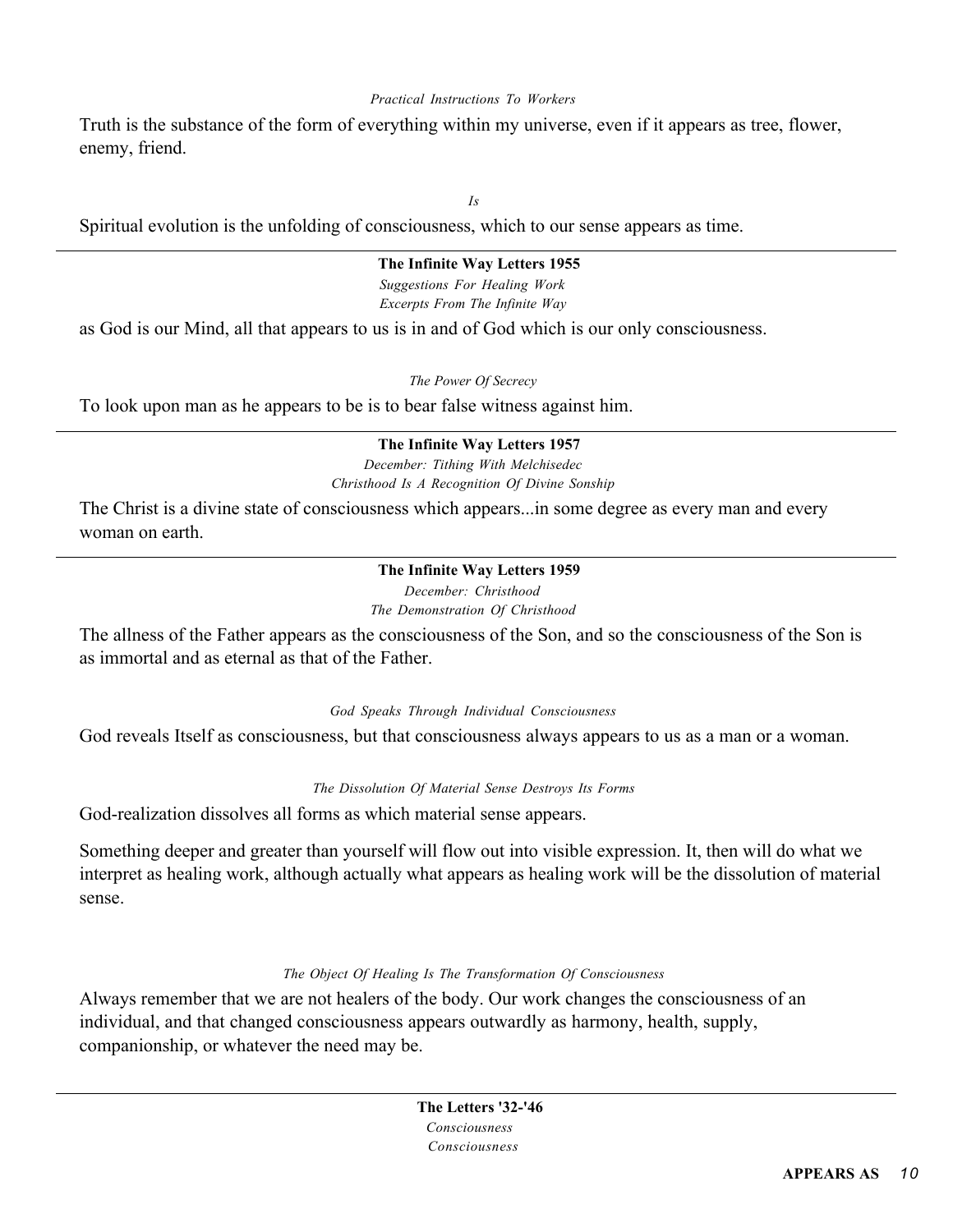*Practical Instructions To Workers*

Truth is the substance of the form of everything within my universe, even if it appears as tree, flower, enemy, friend.

*Is*

Spiritual evolution is the unfolding of consciousness, which to our sense appears as time.

---

**The Infinite Way Letters 1955**

*Suggestions For Healing Work*

*Excerpts From The Infinite Way*

as God is our Mind, all that appears to us is in and of God which is our only consciousness.

*The Power Of Secrecy*

To look upon man as he appears to be is to bear false witness against him.

---

**The Infinite Way Letters 1957**

*December: Tithing With Melchisedec*

*Christhood Is A Recognition Of Divine Sonship*

The Christ is a divine state of consciousness which appears...in some degree as every man and every woman on earth.

---

**The Infinite Way Letters 1959**

*December: Christhood*

*The Demonstration Of Christhood*

The allness of the Father appears as the consciousness of the Son, and so the consciousness of the Son is as immortal and as eternal as that of the Father.

*God Speaks Through Individual Consciousness*

God reveals Itself as consciousness, but that consciousness always appears to us as a man or a woman.

*The Dissolution Of Material Sense Destroys Its Forms*

God-realization dissolves all forms as which material sense appears.

Something deeper and greater than yourself will flow out into visible expression. It, then will do what we interpret as healing work, although actually what appears as healing work will be the dissolution of material sense.

*The Object Of Healing Is The Transformation Of Consciousness*

Always remember that we are not healers of the body. Our work changes the consciousness of an individual, and that changed consciousness appears outwardly as harmony, health, supply, companionship, or whatever the need may be.

---

**The Letters '32-'46**

*Consciousness*

*Consciousness*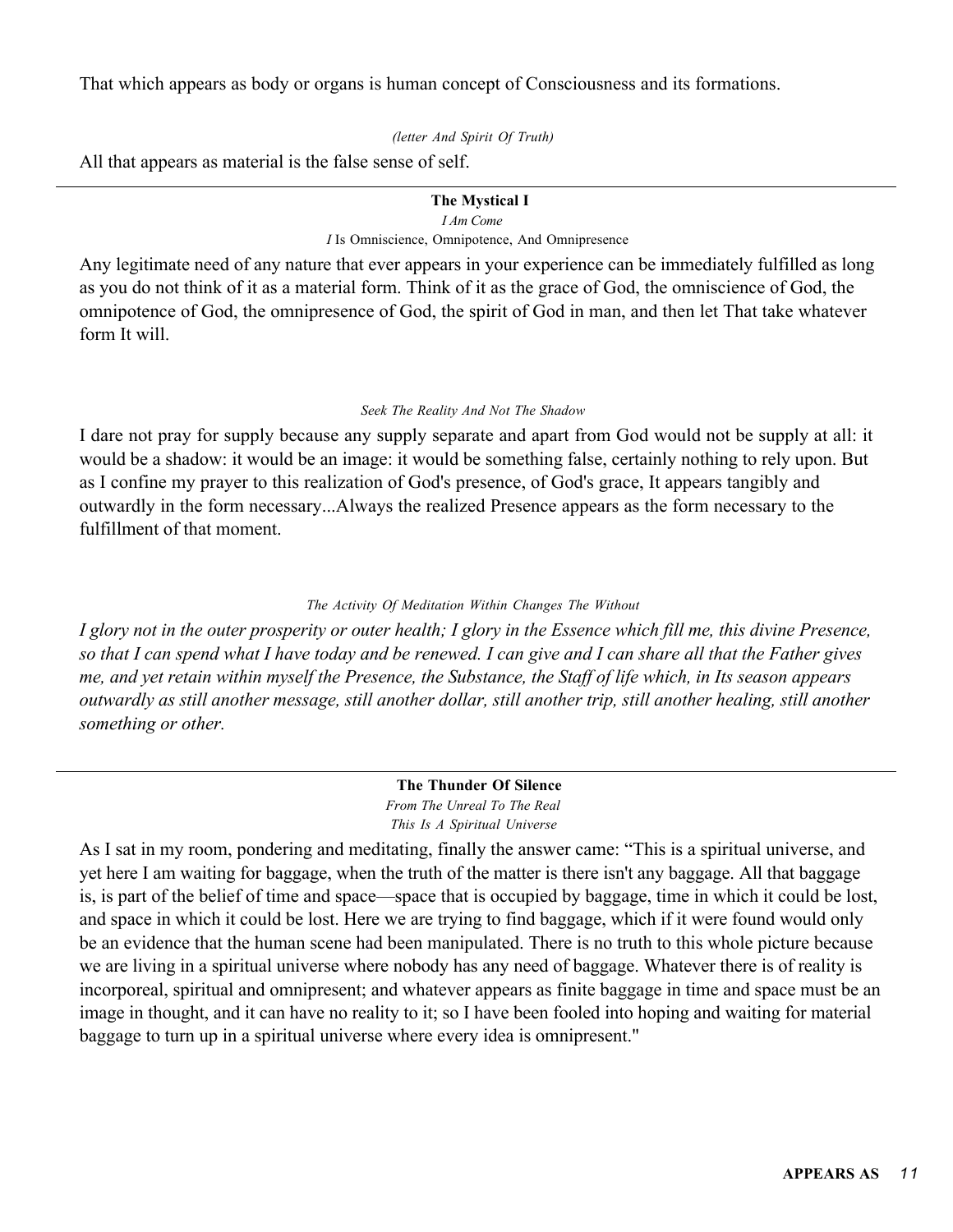That which appears as body or organs is human concept of Consciousness and its formations.

*(letter And Spirit Of Truth)*

All that appears as material is the false sense of self.

---

**The Mystical I**

*I Am Come*

*I* Is Omniscience, Omnipotence, And Omnipresence

Any legitimate need of any nature that ever appears in your experience can be immediately fulfilled as long as you do not think of it as a material form. Think of it as the grace of God, the omniscience of God, the omnipotence of God, the omnipresence of God, the spirit of God in man, and then let That take whatever form It will.

*Seek The Reality And Not The Shadow*

I dare not pray for supply because any supply separate and apart from God would not be supply at all: it would be a shadow: it would be an image: it would be something false, certainly nothing to rely upon. But as I confine my prayer to this realization of God's presence, of God's grace, It appears tangibly and outwardly in the form necessary...Always the realized Presence appears as the form necessary to the fulfillment of that moment.

*The Activity Of Meditation Within Changes The Without*

*I glory not in the outer prosperity or outer health; I glory in the Essence which fill me, this divine Presence, so that I can spend what I have today and be renewed. I can give and I can share all that the Father gives me, and yet retain within myself the Presence, the Substance, the Staff of life which, in Its season appears outwardly as still another message, still another dollar, still another trip, still another healing, still another something or other.*

---

**The Thunder Of Silence**

*From The Unreal To The Real*

*This Is A Spiritual Universe*

As I sat in my room, pondering and meditating, finally the answer came: "This is a spiritual universe, and yet here I am waiting for baggage, when the truth of the matter is there isn't any baggage. All that baggage is, is part of the belief of time and space—space that is occupied by baggage, time in which it could be lost, and space in which it could be lost. Here we are trying to find baggage, which if it were found would only be an evidence that the human scene had been manipulated. There is no truth to this whole picture because we are living in a spiritual universe where nobody has any need of baggage. Whatever there is of reality is incorporeal, spiritual and omnipresent; and whatever appears as finite baggage in time and space must be an image in thought, and it can have no reality to it; so I have been fooled into hoping and waiting for material baggage to turn up in a spiritual universe where every idea is omnipresent."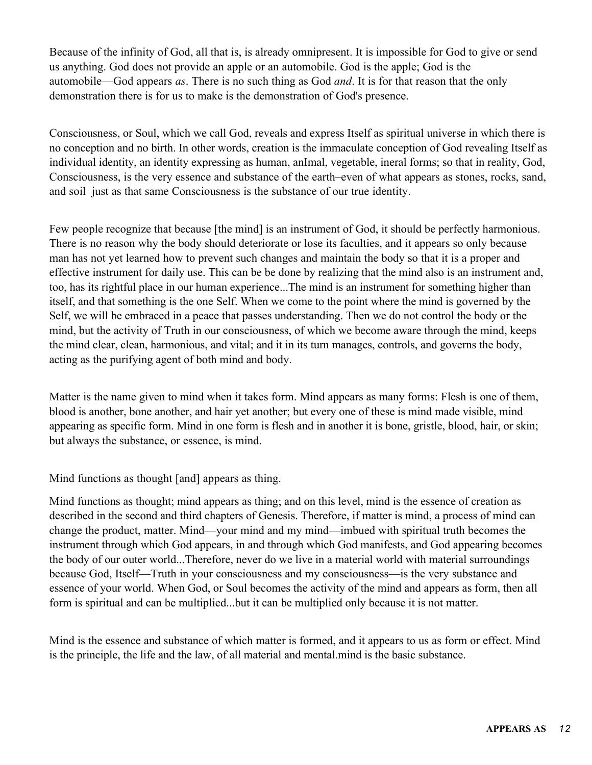Because of the infinity of God, all that is, is already omnipresent. It is impossible for God to give or send us anything. God does not provide an apple or an automobile. God is the apple; God is the automobile—God appears *as*. There is no such thing as God *and*. It is for that reason that the only demonstration there is for us to make is the demonstration of God's presence.

Consciousness, or Soul, which we call God, reveals and express Itself as spiritual universe in which there is no conception and no birth. In other words, creation is the immaculate conception of God revealing Itself as individual identity, an identity expressing as human, anImal, vegetable, ineral forms; so that in reality, God, Consciousness, is the very essence and substance of the earth–even of what appears as stones, rocks, sand, and soil–just as that same Consciousness is the substance of our true identity.

Few people recognize that because [the mind] is an instrument of God, it should be perfectly harmonious. There is no reason why the body should deteriorate or lose its faculties, and it appears so only because man has not yet learned how to prevent such changes and maintain the body so that it is a proper and effective instrument for daily use. This can be be done by realizing that the mind also is an instrument and, too, has its rightful place in our human experience...The mind is an instrument for something higher than itself, and that something is the one Self. When we come to the point where the mind is governed by the Self, we will be embraced in a peace that passes understanding. Then we do not control the body or the mind, but the activity of Truth in our consciousness, of which we become aware through the mind, keeps the mind clear, clean, harmonious, and vital; and it in its turn manages, controls, and governs the body, acting as the purifying agent of both mind and body.

Matter is the name given to mind when it takes form. Mind appears as many forms: Flesh is one of them, blood is another, bone another, and hair yet another; but every one of these is mind made visible, mind appearing as specific form. Mind in one form is flesh and in another it is bone, gristle, blood, hair, or skin; but always the substance, or essence, is mind.

Mind functions as thought [and] appears as thing.

Mind functions as thought; mind appears as thing; and on this level, mind is the essence of creation as described in the second and third chapters of Genesis. Therefore, if matter is mind, a process of mind can change the product, matter. Mind—your mind and my mind—imbued with spiritual truth becomes the instrument through which God appears, in and through which God manifests, and God appearing becomes the body of our outer world...Therefore, never do we live in a material world with material surroundings because God, Itself—Truth in your consciousness and my consciousness—is the very substance and essence of your world. When God, or Soul becomes the activity of the mind and appears as form, then all form is spiritual and can be multiplied...but it can be multiplied only because it is not matter.

Mind is the essence and substance of which matter is formed, and it appears to us as form or effect. Mind is the principle, the life and the law, of all material and mental.mind is the basic substance.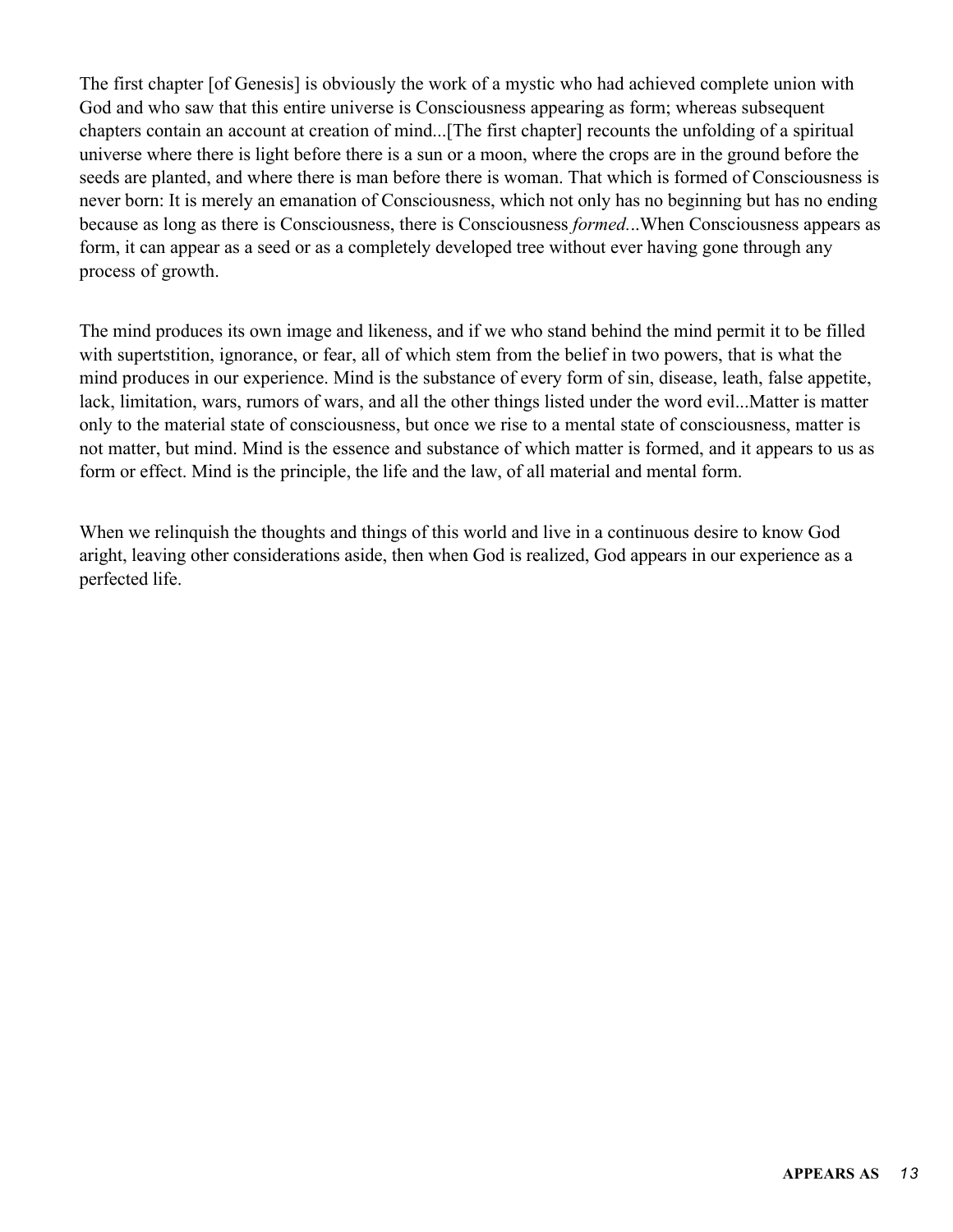The first chapter [of Genesis] is obviously the work of a mystic who had achieved complete union with God and who saw that this entire universe is Consciousness appearing as form; whereas subsequent chapters contain an account at creation of mind...[The first chapter] recounts the unfolding of a spiritual universe where there is light before there is a sun or a moon, where the crops are in the ground before the seeds are planted, and where there is man before there is woman. That which is formed of Consciousness is never born: It is merely an emanation of Consciousness, which not only has no beginning but has no ending because as long as there is Consciousness, there is Consciousness *formed*...When Consciousness appears as form, it can appear as a seed or as a completely developed tree without ever having gone through any process of growth.

The mind produces its own image and likeness, and if we who stand behind the mind permit it to be filled with supertstition, ignorance, or fear, all of which stem from the belief in two powers, that is what the mind produces in our experience. Mind is the substance of every form of sin, disease, leath, false appetite, lack, limitation, wars, rumors of wars, and all the other things listed under the word evil...Matter is matter only to the material state of consciousness, but once we rise to a mental state of consciousness, matter is not matter, but mind. Mind is the essence and substance of which matter is formed, and it appears to us as form or effect. Mind is the principle, the life and the law, of all material and mental form.

When we relinquish the thoughts and things of this world and live in a continuous desire to know God aright, leaving other considerations aside, then when God is realized, God appears in our experience as a perfected life.